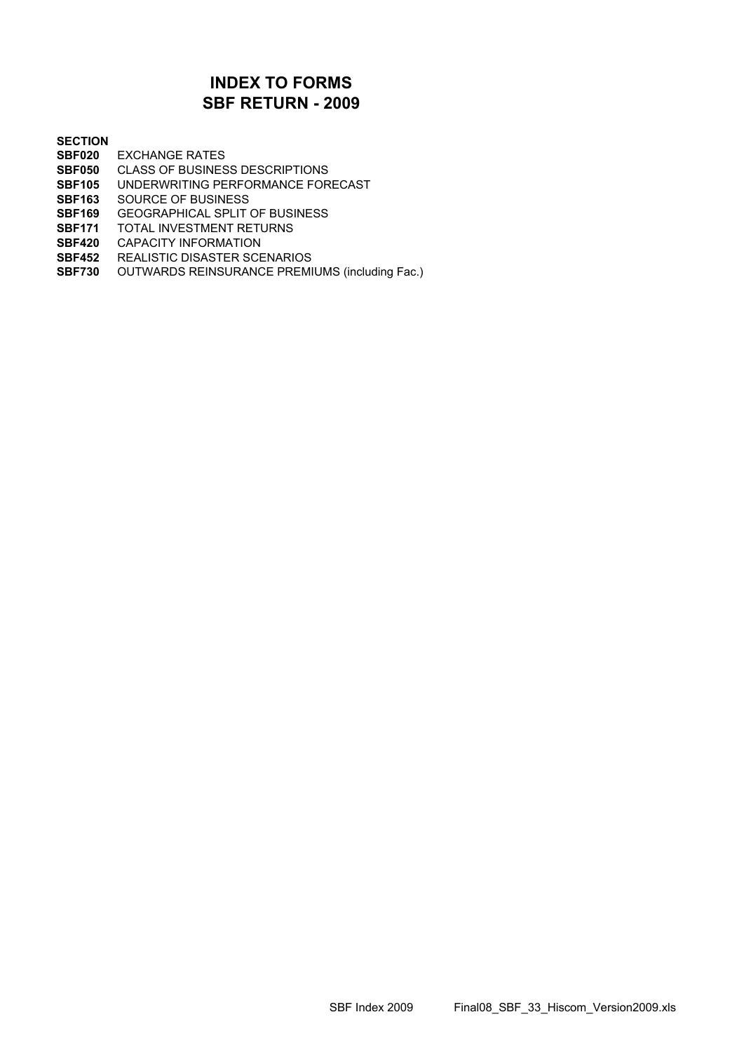# INDEX TO FORMS
# SBF RETURN - 2009

**SECTION**

| | |
|---|---|
| **SBF020** | EXCHANGE RATES |
| **SBF050** | CLASS OF BUSINESS DESCRIPTIONS |
| **SBF105** | UNDERWRITING PERFORMANCE FORECAST |
| **SBF163** | SOURCE OF BUSINESS |
| **SBF169** | GEOGRAPHICAL SPLIT OF BUSINESS |
| **SBF171** | TOTAL INVESTMENT RETURNS |
| **SBF420** | CAPACITY INFORMATION |
| **SBF452** | REALISTIC DISASTER SCENARIOS |
| **SBF730** | OUTWARDS REINSURANCE PREMIUMS (including Fac.) |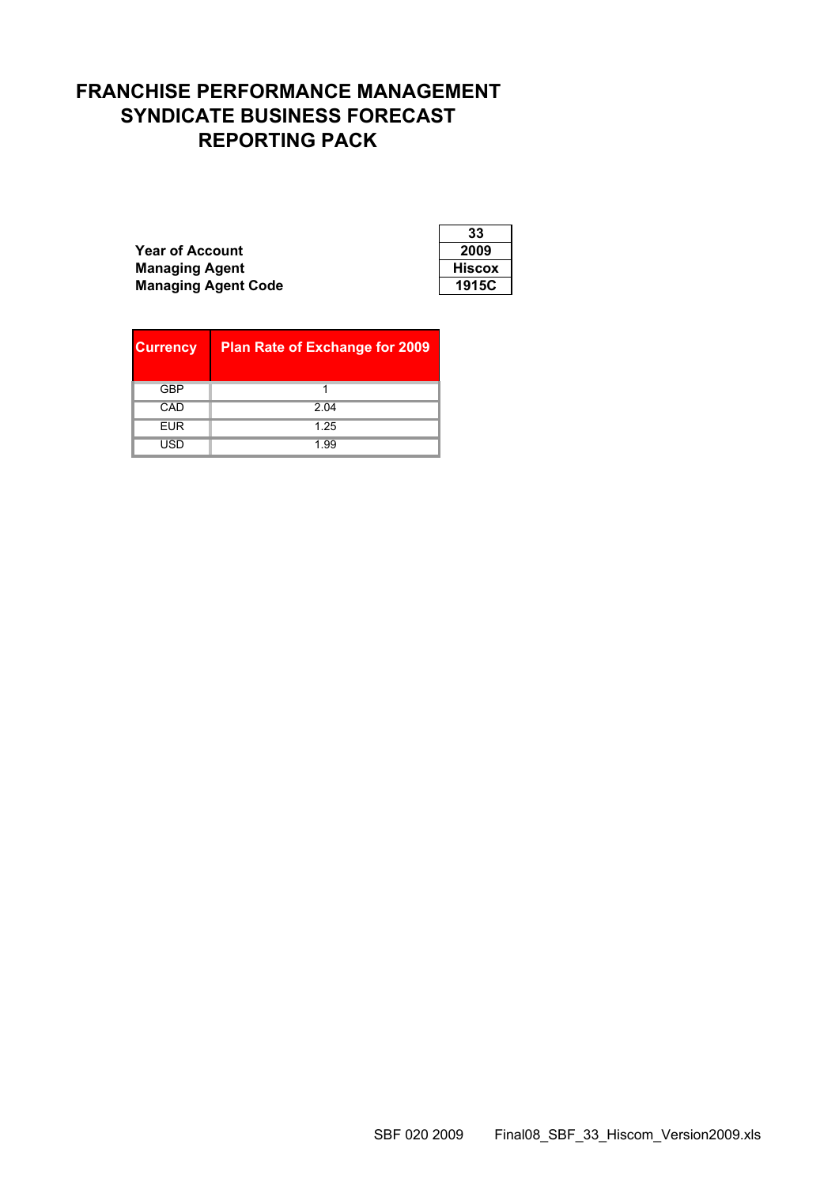# FRANCHISE PERFORMANCE MANAGEMENT
# SYNDICATE BUSINESS FORECAST
# REPORTING PACK

| | |
|---|---|
| | **33** |
| **Year of Account** | **2009** |
| **Managing Agent** | **Hiscox** |
| **Managing Agent Code** | **1915C** |

| Currency | Plan Rate of Exchange for 2009 |
|---|---|
| GBP | 1 |
| CAD | 2.04 |
| EUR | 1.25 |
| USD | 1.99 |

SBF 020 2009 Final08_SBF_33_Hiscom_Version2009.xls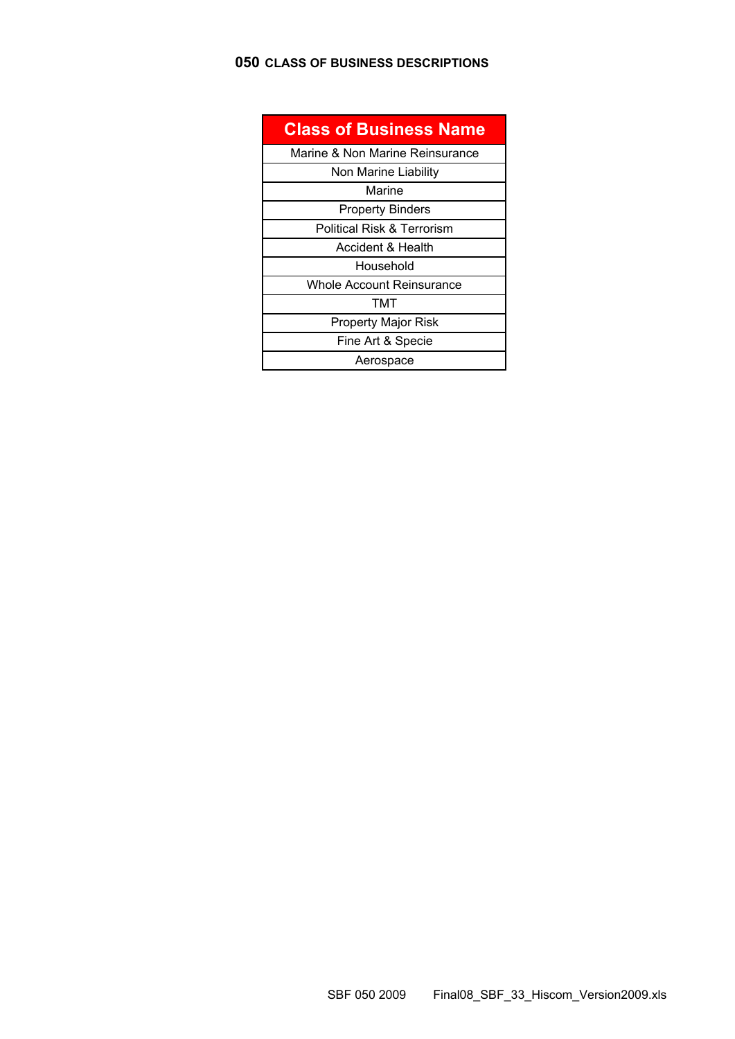## 050 CLASS OF BUSINESS DESCRIPTIONS

| Class of Business Name |
|---|
| Marine & Non Marine Reinsurance |
| Non Marine Liability |
| Marine |
| Property Binders |
| Political Risk & Terrorism |
| Accident & Health |
| Household |
| Whole Account Reinsurance |
| TMT |
| Property Major Risk |
| Fine Art & Specie |
| Aerospace |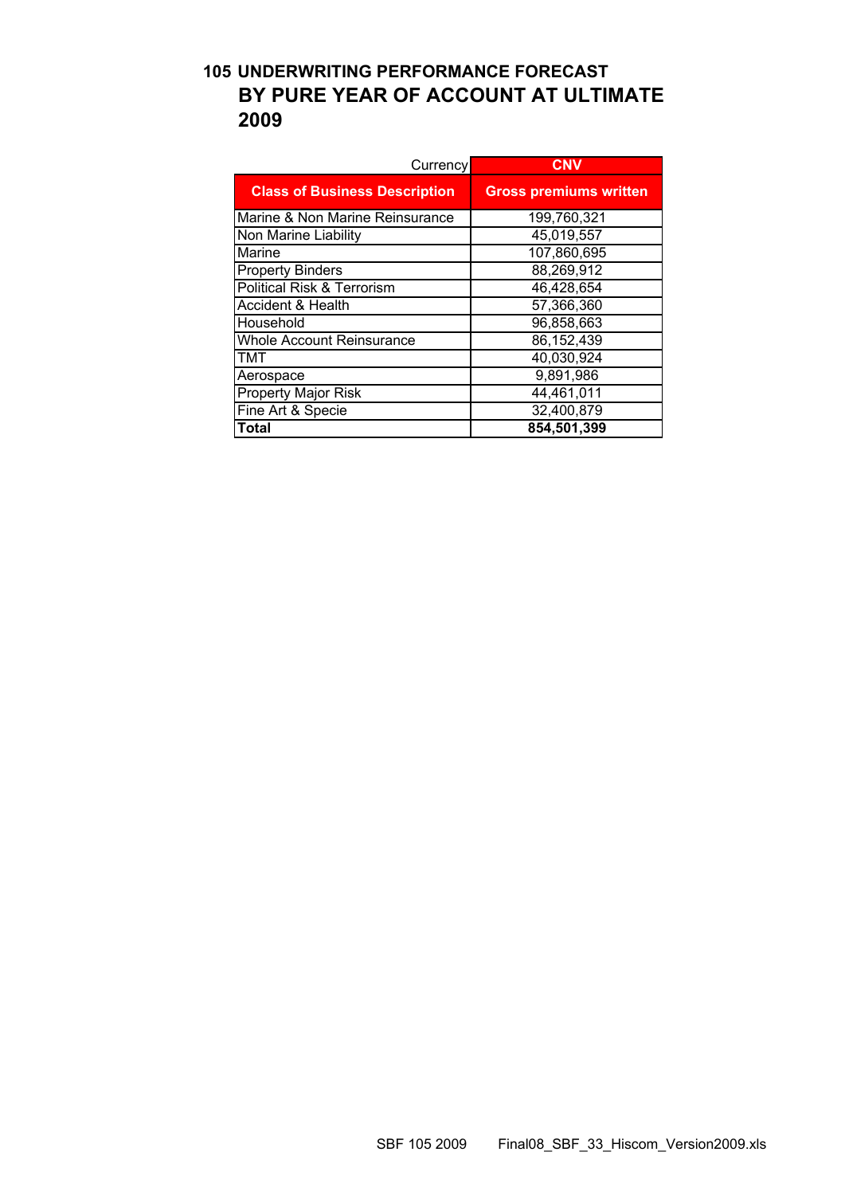# 105 UNDERWRITING PERFORMANCE FORECAST

## BY PURE YEAR OF ACCOUNT AT ULTIMATE

## 2009

| Currency | CNV |
|---|---|
| **Class of Business Description** | **Gross premiums written** |
| Marine & Non Marine Reinsurance | 199,760,321 |
| Non Marine Liability | 45,019,557 |
| Marine | 107,860,695 |
| Property Binders | 88,269,912 |
| Political Risk & Terrorism | 46,428,654 |
| Accident & Health | 57,366,360 |
| Household | 96,858,663 |
| Whole Account Reinsurance | 86,152,439 |
| TMT | 40,030,924 |
| Aerospace | 9,891,986 |
| Property Major Risk | 44,461,011 |
| Fine Art & Specie | 32,400,879 |
| **Total** | **854,501,399** |

SBF 105 2009 Final08_SBF_33_Hiscom_Version2009.xls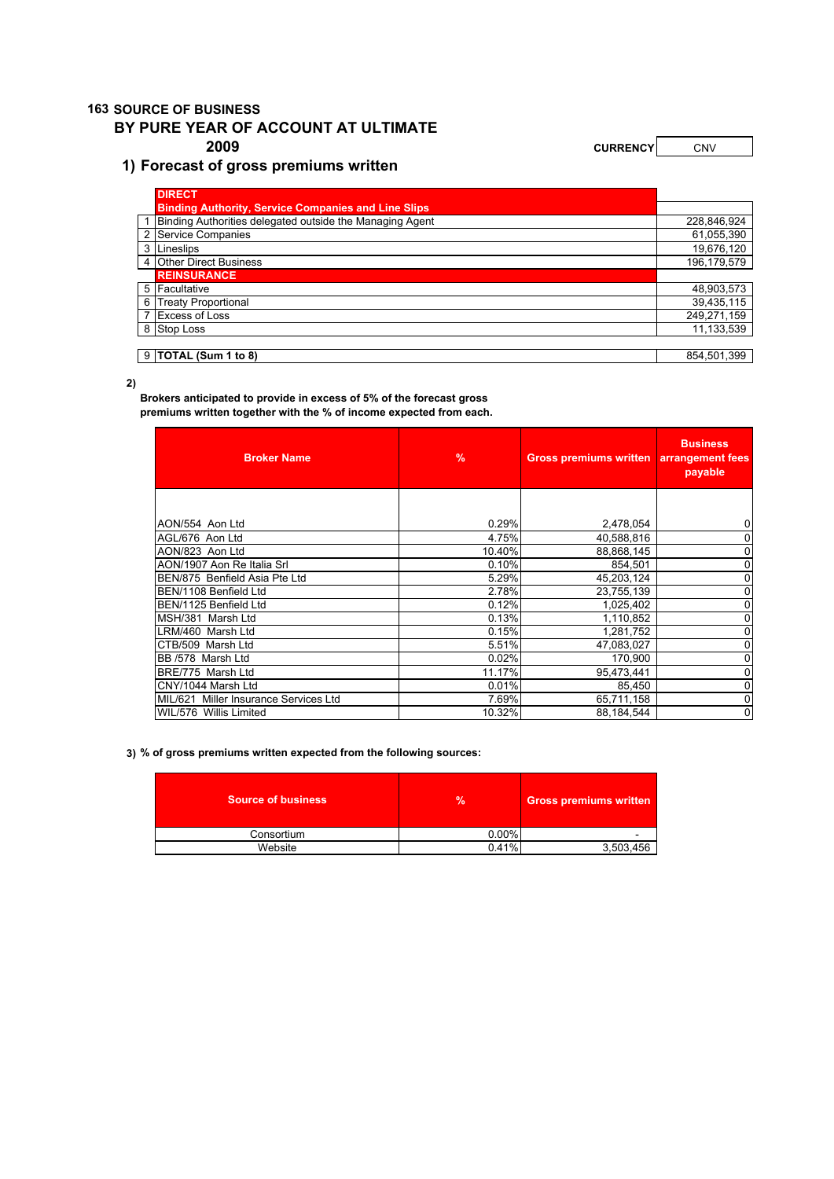# 163 SOURCE OF BUSINESS

## BY PURE YEAR OF ACCOUNT AT ULTIMATE

## 2009

**CURRENCY** CNV

### 1) Forecast of gross premiums written

| | | |
|---|---|---|
| | **DIRECT** | |
| | **Binding Authority, Service Companies and Line Slips** | |
| 1 | Binding Authorities delegated outside the Managing Agent | 228,846,924 |
| 2 | Service Companies | 61,055,390 |
| 3 | Lineslips | 19,676,120 |
| 4 | Other Direct Business | 196,179,579 |
| | **REINSURANCE** | |
| 5 | Facultative | 48,903,573 |
| 6 | Treaty Proportional | 39,435,115 |
| 7 | Excess of Loss | 249,271,159 |
| 8 | Stop Loss | 11,133,539 |
| 9 | **TOTAL (Sum 1 to 8)** | 854,501,399 |

**2)**

**Brokers anticipated to provide in excess of 5% of the forecast gross premiums written together with the % of income expected from each.**

| Broker Name | % | Gross premiums written | Business arrangement fees payable |
|---|---|---|---|
| AON/554 Aon Ltd | 0.29% | 2,478,054 | 0 |
| AGL/676 Aon Ltd | 4.75% | 40,588,816 | 0 |
| AON/823 Aon Ltd | 10.40% | 88,868,145 | 0 |
| AON/1907 Aon Re Italia Srl | 0.10% | 854,501 | 0 |
| BEN/875 Benfield Asia Pte Ltd | 5.29% | 45,203,124 | 0 |
| BEN/1108 Benfield Ltd | 2.78% | 23,755,139 | 0 |
| BEN/1125 Benfield Ltd | 0.12% | 1,025,402 | 0 |
| MSH/381 Marsh Ltd | 0.13% | 1,110,852 | 0 |
| LRM/460 Marsh Ltd | 0.15% | 1,281,752 | 0 |
| CTB/509 Marsh Ltd | 5.51% | 47,083,027 | 0 |
| BB /578 Marsh Ltd | 0.02% | 170,900 | 0 |
| BRE/775 Marsh Ltd | 11.17% | 95,473,441 | 0 |
| CNY/1044 Marsh Ltd | 0.01% | 85,450 | 0 |
| MIL/621 Miller Insurance Services Ltd | 7.69% | 65,711,158 | 0 |
| WIL/576 Willis Limited | 10.32% | 88,184,544 | 0 |

**3) % of gross premiums written expected from the following sources:**

| Source of business | % | Gross premiums written |
|---|---|---|
| Consortium | 0.00% | - |
| Website | 0.41% | 3,503,456 |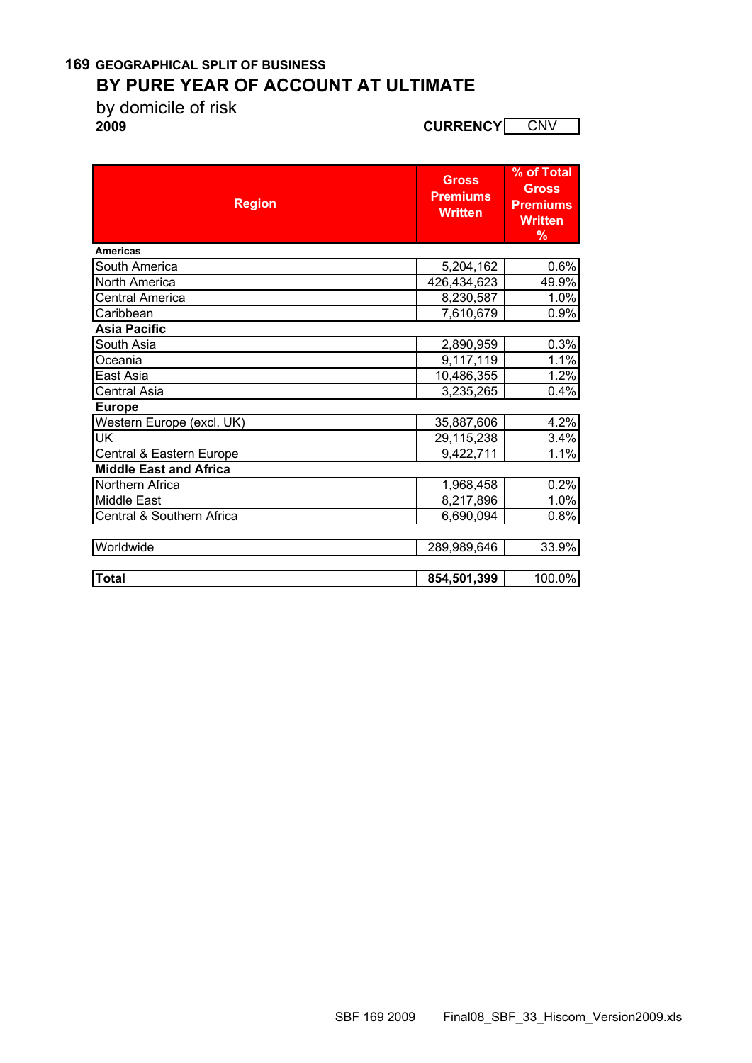**169 GEOGRAPHICAL SPLIT OF BUSINESS**

## BY PURE YEAR OF ACCOUNT AT ULTIMATE

by domicile of risk

**2009**

**CURRENCY** CNV

| Region | Gross Premiums Written | % of Total Gross Premiums Written % |
|---|---|---|
| **Americas** | | |
| South America | 5,204,162 | 0.6% |
| North America | 426,434,623 | 49.9% |
| Central America | 8,230,587 | 1.0% |
| Caribbean | 7,610,679 | 0.9% |
| **Asia Pacific** | | |
| South Asia | 2,890,959 | 0.3% |
| Oceania | 9,117,119 | 1.1% |
| East Asia | 10,486,355 | 1.2% |
| Central Asia | 3,235,265 | 0.4% |
| **Europe** | | |
| Western Europe (excl. UK) | 35,887,606 | 4.2% |
| UK | 29,115,238 | 3.4% |
| Central & Eastern Europe | 9,422,711 | 1.1% |
| **Middle East and Africa** | | |
| Northern Africa | 1,968,458 | 0.2% |
| Middle East | 8,217,896 | 1.0% |
| Central & Southern Africa | 6,690,094 | 0.8% |
| Worldwide | 289,989,646 | 33.9% |
| **Total** | **854,501,399** | 100.0% |

SBF 169 2009 Final08_SBF_33_Hiscom_Version2009.xls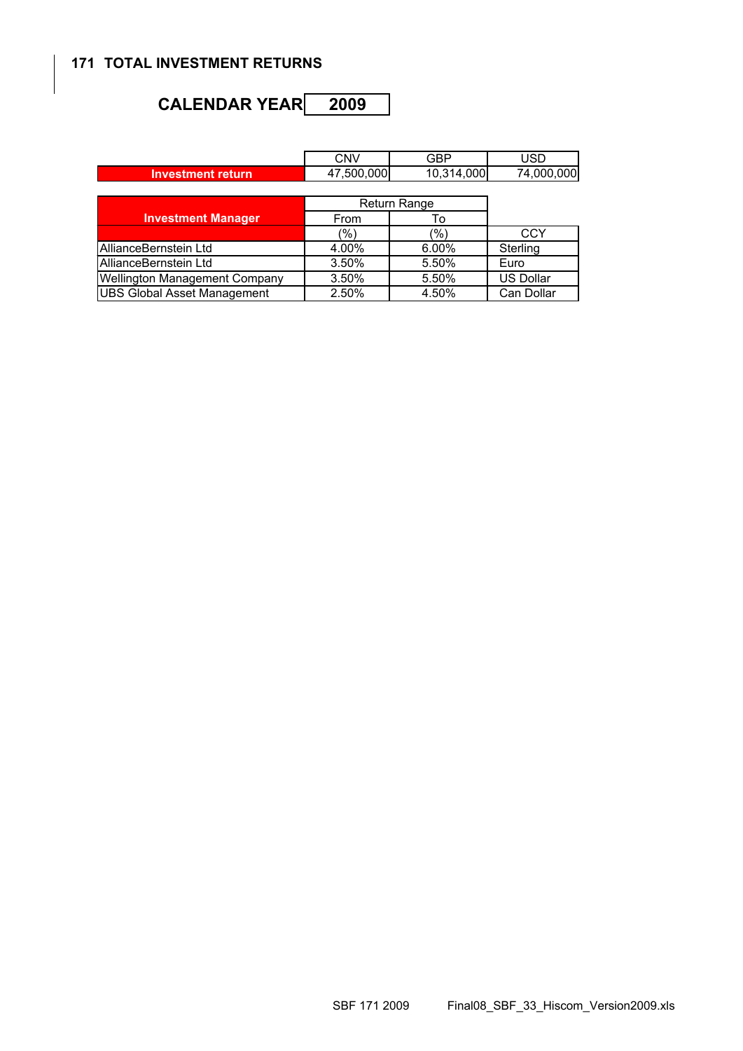## 171 TOTAL INVESTMENT RETURNS

### CALENDAR YEAR 2009

| | CNV | GBP | USD |
|---|---|---|---|
| **Investment return** | 47,500,000 | 10,314,000 | 74,000,000 |

| Investment Manager | Return Range | | |
|---|---|---|---|
| | From | To | |
| | (%) | (%) | CCY |
| AllianceBernstein Ltd | 4.00% | 6.00% | Sterling |
| AllianceBernstein Ltd | 3.50% | 5.50% | Euro |
| Wellington Management Company | 3.50% | 5.50% | US Dollar |
| UBS Global Asset Management | 2.50% | 4.50% | Can Dollar |

SBF 171 2009 Final08_SBF_33_Hiscom_Version2009.xls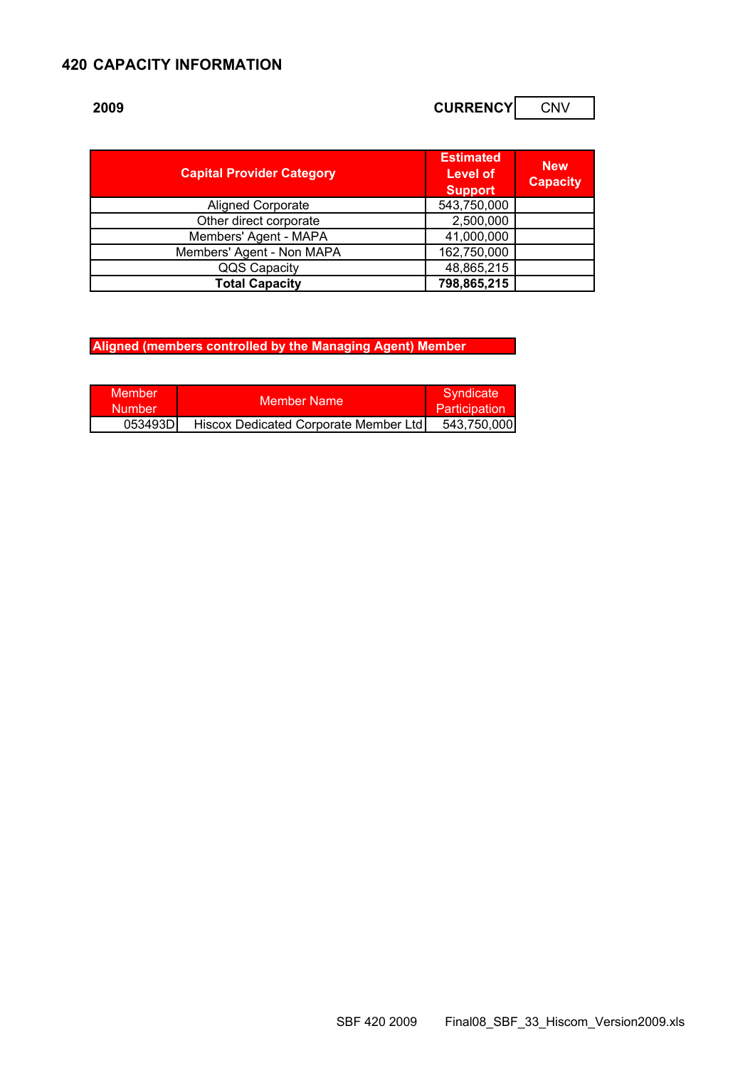# 420 CAPACITY INFORMATION

**2009** **CURRENCY** CNV

| Capital Provider Category | Estimated Level of Support | New Capacity |
|---|---|---|
| Aligned Corporate | 543,750,000 | |
| Other direct corporate | 2,500,000 | |
| Members' Agent - MAPA | 41,000,000 | |
| Members' Agent - Non MAPA | 162,750,000 | |
| QQS Capacity | 48,865,215 | |
| **Total Capacity** | **798,865,215** | |

**Aligned (members controlled by the Managing Agent) Member**

| Member Number | Member Name | Syndicate Participation |
|---|---|---|
| 053493D | Hiscox Dedicated Corporate Member Ltd | 543,750,000 |

SBF 420 2009 Final08_SBF_33_Hiscom_Version2009.xls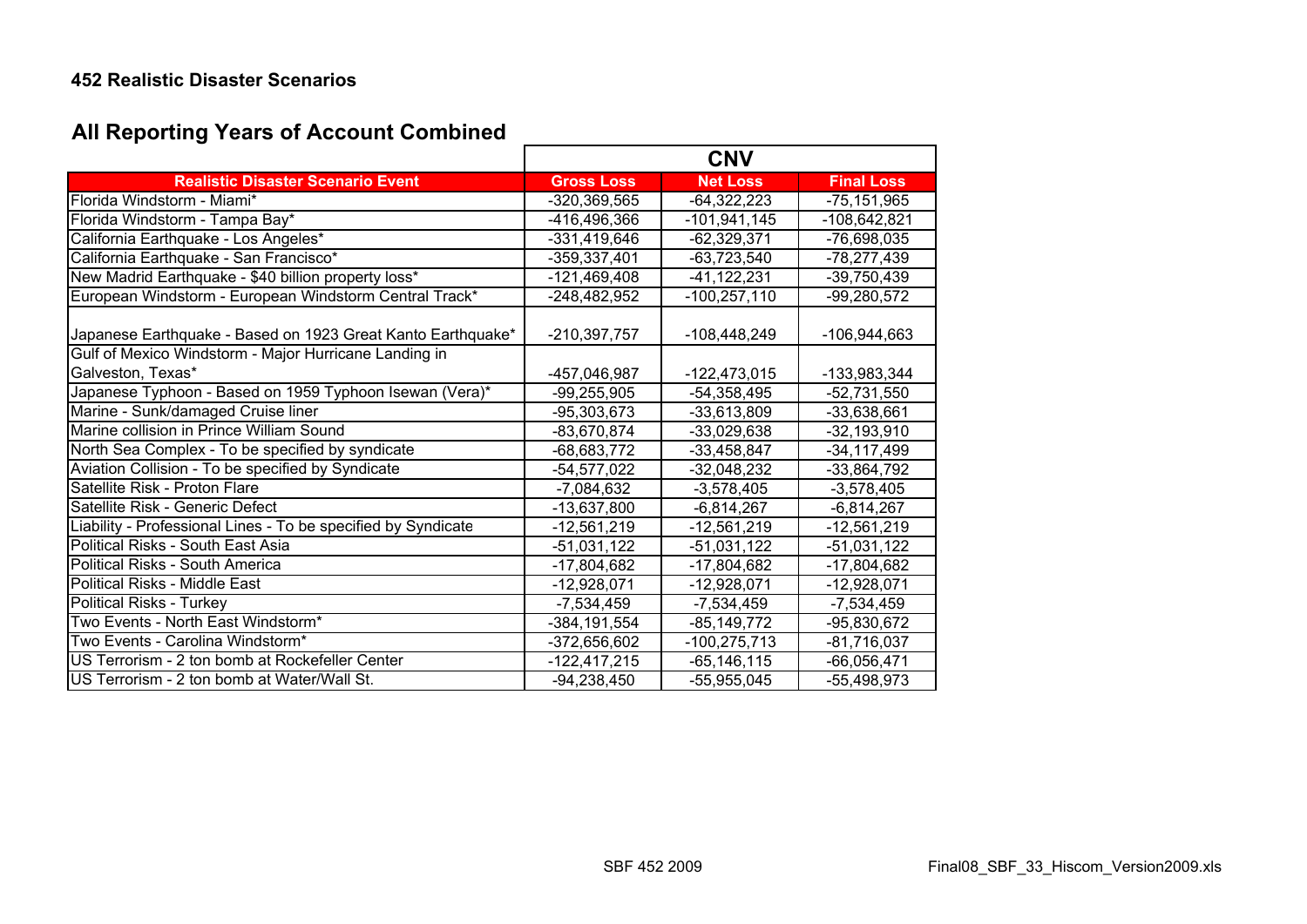**452 Realistic Disaster Scenarios**

## All Reporting Years of Account Combined

| | CNV | | |
|---|---|---|---|
| **Realistic Disaster Scenario Event** | **Gross Loss** | **Net Loss** | **Final Loss** |
| Florida Windstorm - Miami* | -320,369,565 | -64,322,223 | -75,151,965 |
| Florida Windstorm - Tampa Bay* | -416,496,366 | -101,941,145 | -108,642,821 |
| California Earthquake - Los Angeles* | -331,419,646 | -62,329,371 | -76,698,035 |
| California Earthquake - San Francisco* | -359,337,401 | -63,723,540 | -78,277,439 |
| New Madrid Earthquake - $40 billion property loss* | -121,469,408 | -41,122,231 | -39,750,439 |
| European Windstorm - European Windstorm Central Track* | -248,482,952 | -100,257,110 | -99,280,572 |
| Japanese Earthquake - Based on 1923 Great Kanto Earthquake* | -210,397,757 | -108,448,249 | -106,944,663 |
| Gulf of Mexico Windstorm - Major Hurricane Landing in Galveston, Texas* | -457,046,987 | -122,473,015 | -133,983,344 |
| Japanese Typhoon - Based on 1959 Typhoon Isewan (Vera)* | -99,255,905 | -54,358,495 | -52,731,550 |
| Marine - Sunk/damaged Cruise liner | -95,303,673 | -33,613,809 | -33,638,661 |
| Marine collision in Prince William Sound | -83,670,874 | -33,029,638 | -32,193,910 |
| North Sea Complex - To be specified by syndicate | -68,683,772 | -33,458,847 | -34,117,499 |
| Aviation Collision - To be specified by Syndicate | -54,577,022 | -32,048,232 | -33,864,792 |
| Satellite Risk - Proton Flare | -7,084,632 | -3,578,405 | -3,578,405 |
| Satellite Risk - Generic Defect | -13,637,800 | -6,814,267 | -6,814,267 |
| Liability - Professional Lines - To be specified by Syndicate | -12,561,219 | -12,561,219 | -12,561,219 |
| Political Risks - South East Asia | -51,031,122 | -51,031,122 | -51,031,122 |
| Political Risks - South America | -17,804,682 | -17,804,682 | -17,804,682 |
| Political Risks - Middle East | -12,928,071 | -12,928,071 | -12,928,071 |
| Political Risks - Turkey | -7,534,459 | -7,534,459 | -7,534,459 |
| Two Events - North East Windstorm* | -384,191,554 | -85,149,772 | -95,830,672 |
| Two Events - Carolina Windstorm* | -372,656,602 | -100,275,713 | -81,716,037 |
| US Terrorism - 2 ton bomb at Rockefeller Center | -122,417,215 | -65,146,115 | -66,056,471 |
| US Terrorism - 2 ton bomb at Water/Wall St. | -94,238,450 | -55,955,045 | -55,498,973 |

SBF 452 2009

Final08_SBF_33_Hiscom_Version2009.xls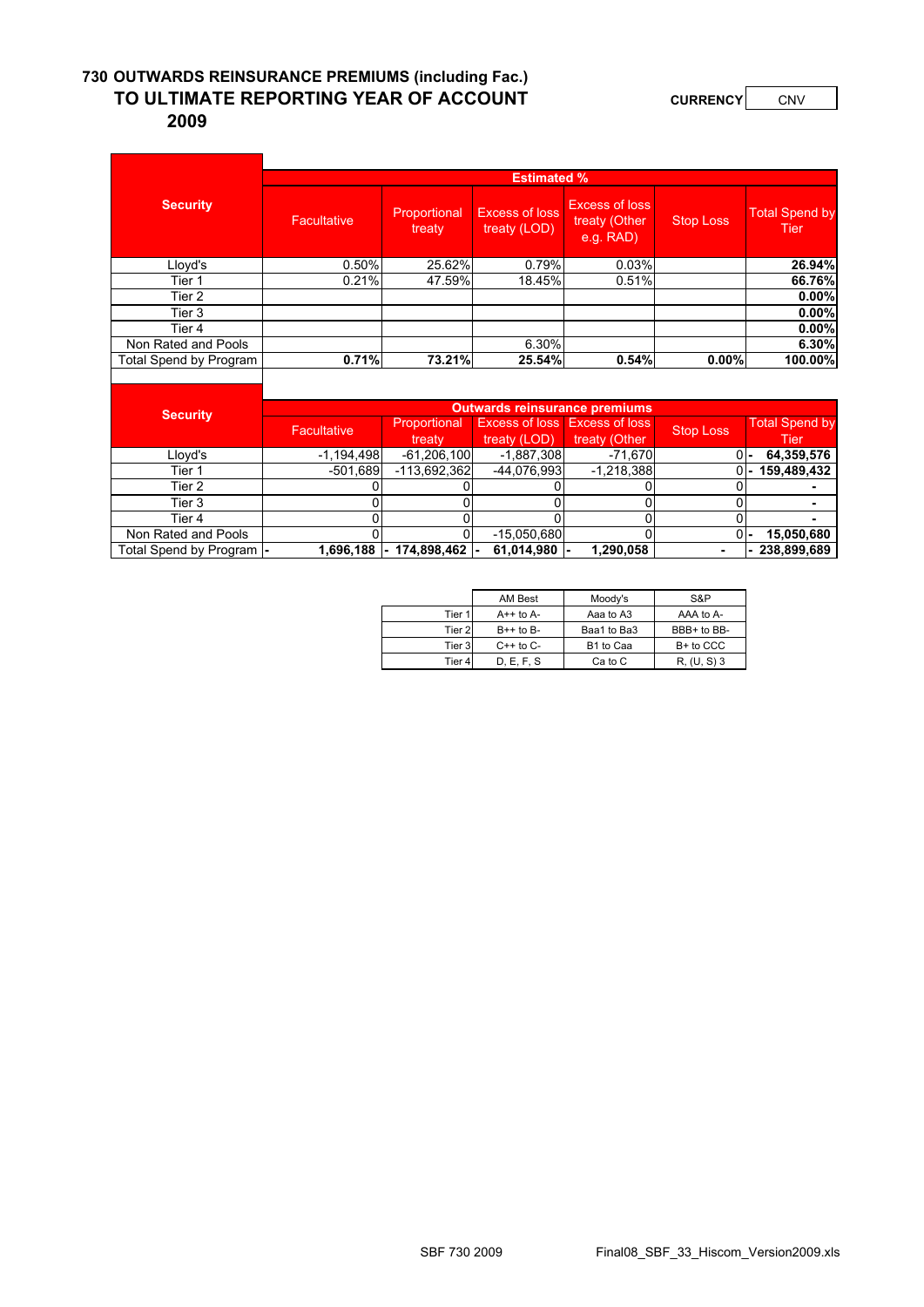# 730 OUTWARDS REINSURANCE PREMIUMS (including Fac.)
## TO ULTIMATE REPORTING YEAR OF ACCOUNT
## 2009

**CURRENCY** CNV

| Security | Estimated % | | | | | |
|---|---|---|---|---|---|---|
| | Facultative | Proportional treaty | Excess of loss treaty (LOD) | Excess of loss treaty (Other e.g. RAD) | Stop Loss | Total Spend by Tier |
| Lloyd's | 0.50% | 25.62% | 0.79% | 0.03% | | **26.94%** |
| Tier 1 | 0.21% | 47.59% | 18.45% | 0.51% | | **66.76%** |
| Tier 2 | | | | | | **0.00%** |
| Tier 3 | | | | | | **0.00%** |
| Tier 4 | | | | | | **0.00%** |
| Non Rated and Pools | | | 6.30% | | | **6.30%** |
| Total Spend by Program | **0.71%** | **73.21%** | **25.54%** | **0.54%** | **0.00%** | **100.00%** |

| Security | Outwards reinsurance premiums | | | | | |
|---|---|---|---|---|---|---|
| | Facultative | Proportional treaty | Excess of loss treaty (LOD) | Excess of loss treaty (Other | Stop Loss | Total Spend by Tier |
| Lloyd's | -1,194,498 | -61,206,100 | -1,887,308 | -71,670 | 0 | **- 64,359,576** |
| Tier 1 | -501,689 | -113,692,362 | -44,076,993 | -1,218,388 | 0 | **- 159,489,432** |
| Tier 2 | 0 | 0 | 0 | 0 | 0 | **-** |
| Tier 3 | 0 | 0 | 0 | 0 | 0 | **-** |
| Tier 4 | 0 | 0 | 0 | 0 | 0 | **-** |
| Non Rated and Pools | 0 | 0 | -15,050,680 | 0 | 0 | **- 15,050,680** |
| Total Spend by Program | **- 1,696,188** | **- 174,898,462** | **- 61,014,980** | **- 1,290,058** | **-** | **- 238,899,689** |

| | AM Best | Moody's | S&P |
|---|---|---|---|
| Tier 1 | A++ to A- | Aaa to A3 | AAA to A- |
| Tier 2 | B++ to B- | Baa1 to Ba3 | BBB+ to BB- |
| Tier 3 | C++ to C- | B1 to Caa | B+ to CCC |
| Tier 4 | D, E, F, S | Ca to C | R, (U, S) 3 |

SBF 730 2009 Final08_SBF_33_Hiscom_Version2009.xls